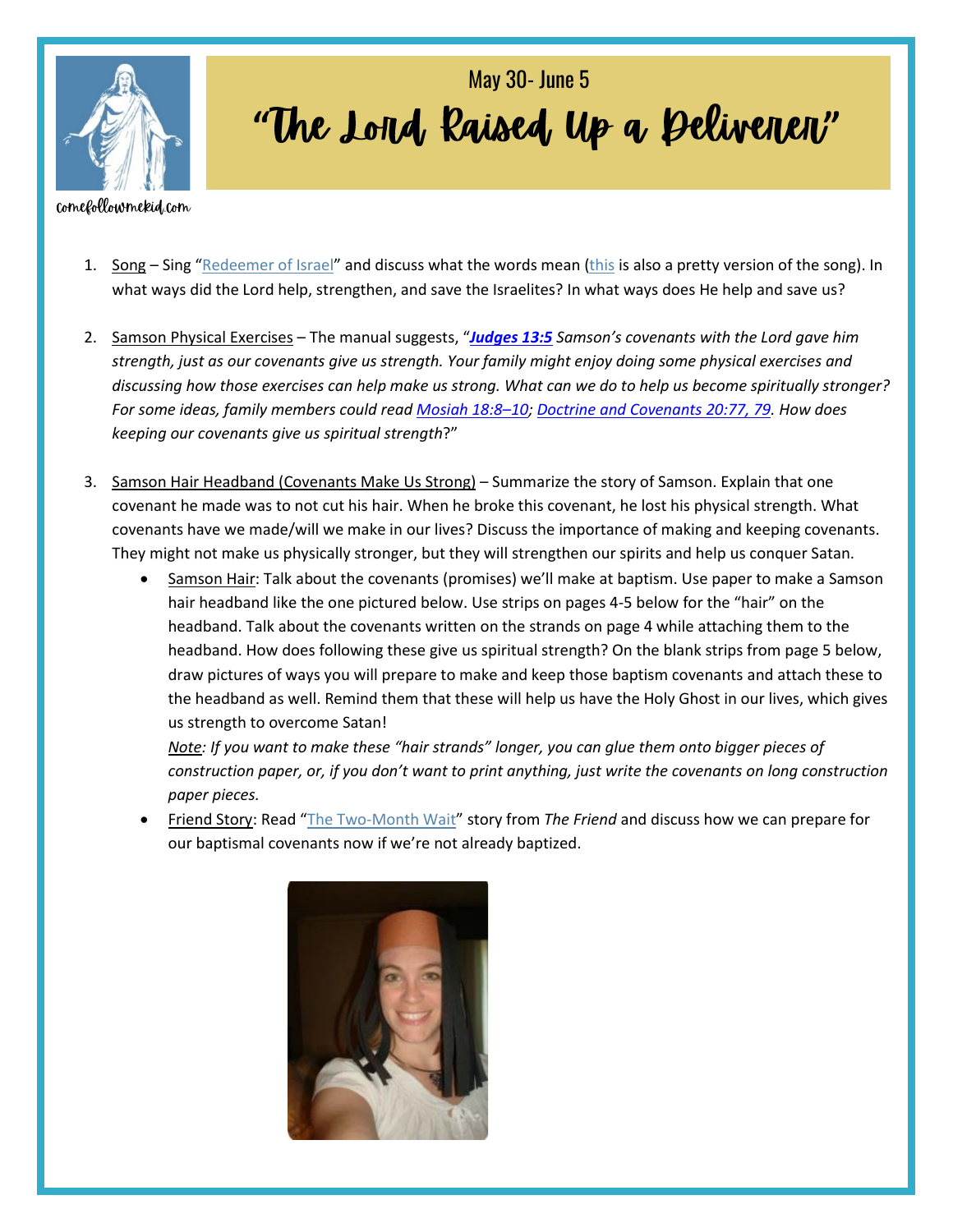comefollowmekid.com

May 30- June 5

# "The Lord Raised Up a Deliverer"

1. Song – Sing "Redeemer of Israel" and discuss what the words mean (this is also a pretty version of the song). In what ways did the Lord help, strengthen, and save the Israelites? In what ways does He help and save us?

2. Samson Physical Exercises – The manual suggests, "***Judges 13:5*** *Samson's covenants with the Lord gave him strength, just as our covenants give us strength. Your family might enjoy doing some physical exercises and discussing how those exercises can help make us strong. What can we do to help us become spiritually stronger? For some ideas, family members could read Mosiah 18:8–10; Doctrine and Covenants 20:77, 79. How does keeping our covenants give us spiritual strength*?"

3. Samson Hair Headband (Covenants Make Us Strong) – Summarize the story of Samson. Explain that one covenant he made was to not cut his hair. When he broke this covenant, he lost his physical strength. What covenants have we made/will we make in our lives? Discuss the importance of making and keeping covenants. They might not make us physically stronger, but they will strengthen our spirits and help us conquer Satan.
   - Samson Hair: Talk about the covenants (promises) we'll make at baptism. Use paper to make a Samson hair headband like the one pictured below. Use strips on pages 4-5 below for the "hair" on the headband. Talk about the covenants written on the strands on page 4 while attaching them to the headband. How does following these give us spiritual strength? On the blank strips from page 5 below, draw pictures of ways you will prepare to make and keep those baptism covenants and attach these to the headband as well. Remind them that these will help us have the Holy Ghost in our lives, which gives us strength to overcome Satan!
     *Note: If you want to make these "hair strands" longer, you can glue them onto bigger pieces of construction paper, or, if you don't want to print anything, just write the covenants on long construction paper pieces.*
   - Friend Story: Read "The Two-Month Wait" story from *The Friend* and discuss how we can prepare for our baptismal covenants now if we're not already baptized.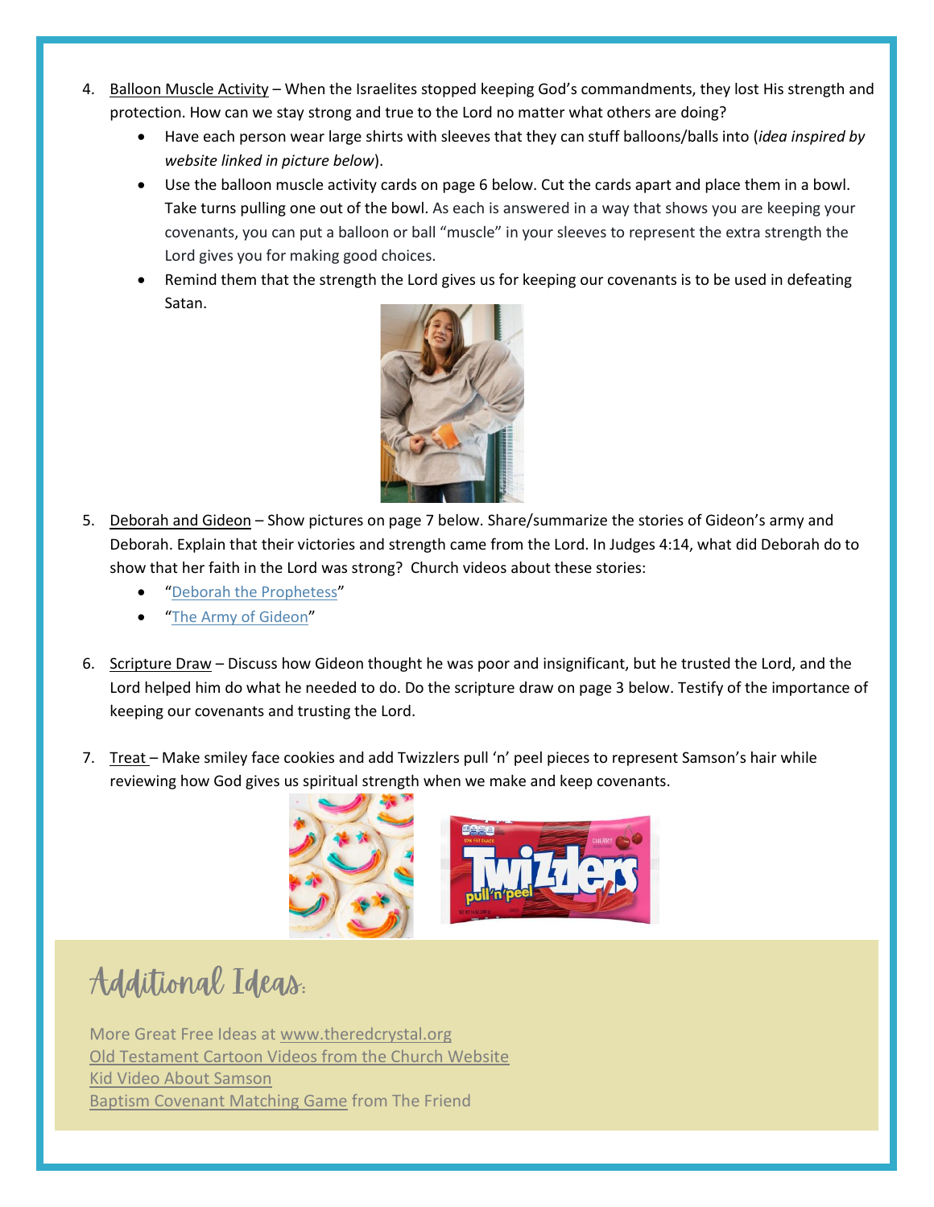4. Balloon Muscle Activity – When the Israelites stopped keeping God's commandments, they lost His strength and protection. How can we stay strong and true to the Lord no matter what others are doing?
    - Have each person wear large shirts with sleeves that they can stuff balloons/balls into (*idea inspired by website linked in picture below*).
    - Use the balloon muscle activity cards on page 6 below. Cut the cards apart and place them in a bowl. Take turns pulling one out of the bowl. As each is answered in a way that shows you are keeping your covenants, you can put a balloon or ball "muscle" in your sleeves to represent the extra strength the Lord gives you for making good choices.
    - Remind them that the strength the Lord gives us for keeping our covenants is to be used in defeating Satan.

5. Deborah and Gideon – Show pictures on page 7 below. Share/summarize the stories of Gideon's army and Deborah. Explain that their victories and strength came from the Lord. In Judges 4:14, what did Deborah do to show that her faith in the Lord was strong? Church videos about these stories:
    - "Deborah the Prophetess"
    - "The Army of Gideon"

6. Scripture Draw – Discuss how Gideon thought he was poor and insignificant, but he trusted the Lord, and the Lord helped him do what he needed to do. Do the scripture draw on page 3 below. Testify of the importance of keeping our covenants and trusting the Lord.

7. Treat – Make smiley face cookies and add Twizzlers pull 'n' peel pieces to represent Samson's hair while reviewing how God gives us spiritual strength when we make and keep covenants.

## Additional Ideas:

More Great Free Ideas at www.theredcrystal.org
Old Testament Cartoon Videos from the Church Website
Kid Video About Samson
Baptism Covenant Matching Game from The Friend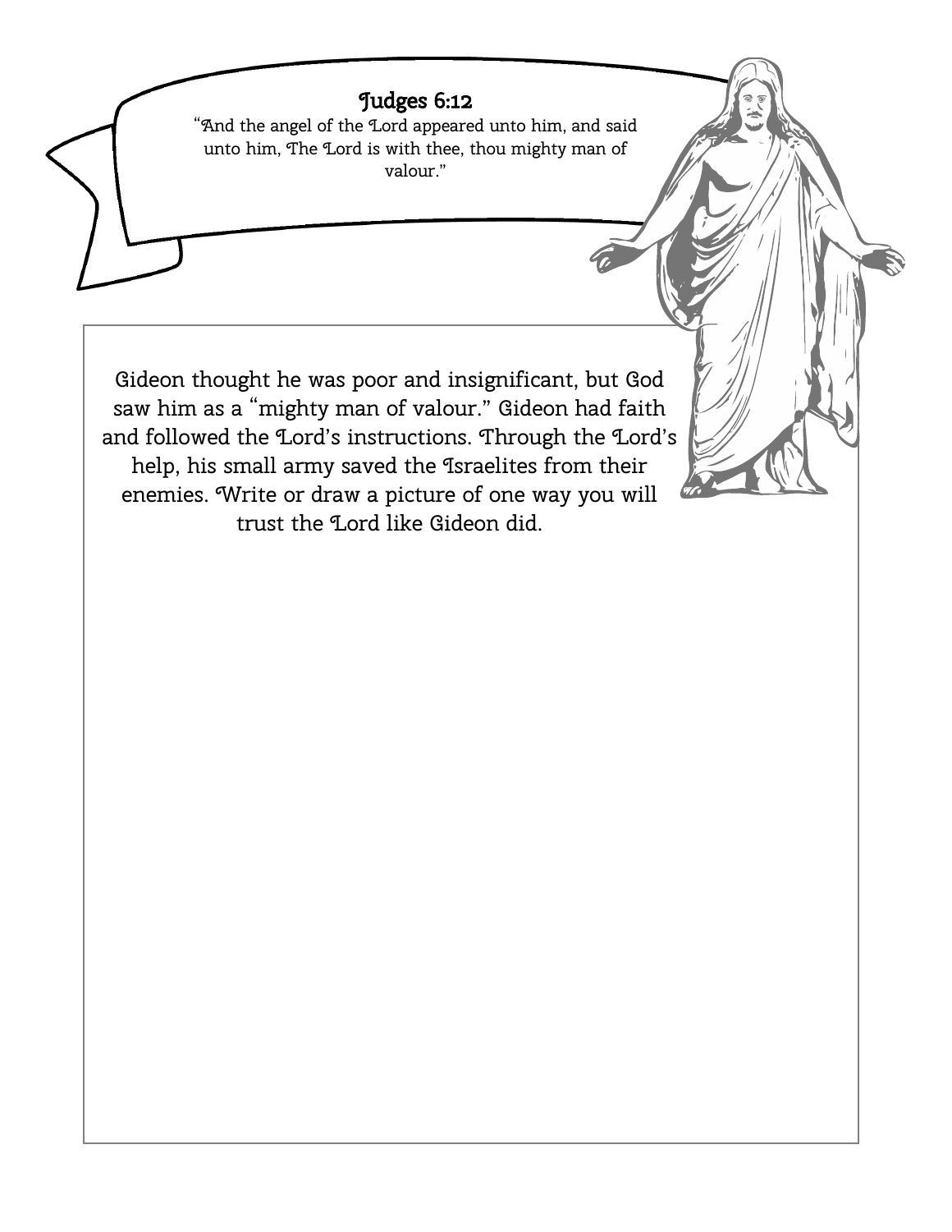## Judges 6:12

"And the angel of the Lord appeared unto him, and said unto him, The Lord is with thee, thou mighty man of valour."

Gideon thought he was poor and insignificant, but God saw him as a "mighty man of valour." Gideon had faith and followed the Lord's instructions. Through the Lord's help, his small army saved the Israelites from their enemies. Write or draw a picture of one way you will trust the Lord like Gideon did.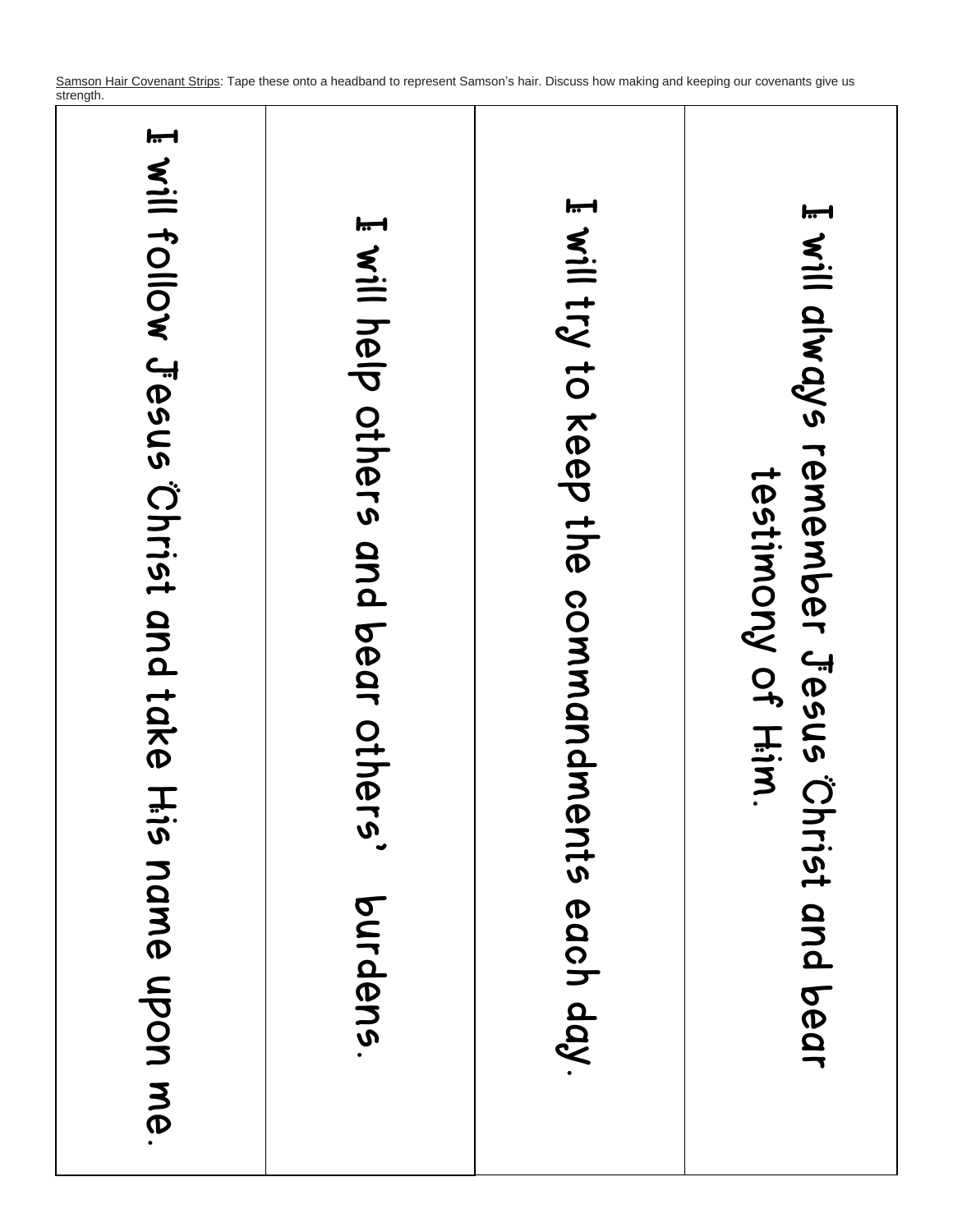<u>Samson Hair Covenant Strips</u>: Tape these onto a headband to represent Samson's hair. Discuss how making and keeping our covenants give us strength.

I will always remember Jesus Christ and bear testimony of Him.

I will try to keep the commandments each day.

I will help others and bear others' burdens.

I will follow Jesus Christ and take His name upon me.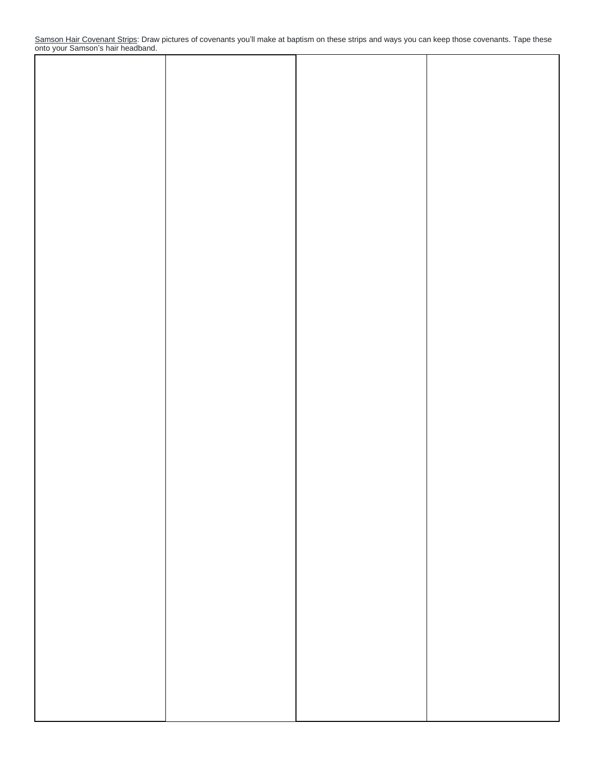Samson Hair Covenant Strips: Draw pictures of covenants you'll make at baptism on these strips and ways you can keep those covenants. Tape these onto your Samson's hair headband.

| | | | |
|---|---|---|---|
| | | | |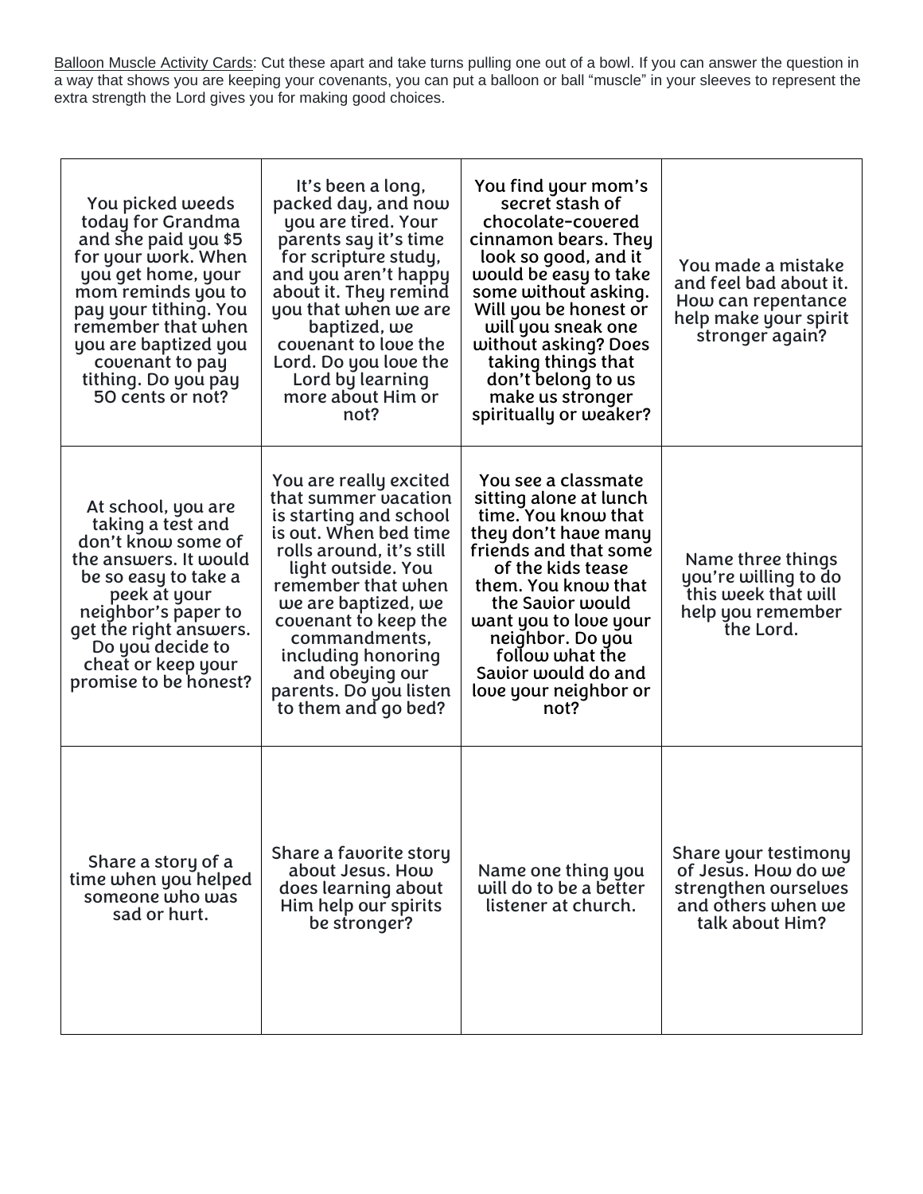<u>Balloon Muscle Activity Cards</u>: Cut these apart and take turns pulling one out of a bowl. If you can answer the question in a way that shows you are keeping your covenants, you can put a balloon or ball "muscle" in your sleeves to represent the extra strength the Lord gives you for making good choices.

| | | | |
|---|---|---|---|
| You picked weeds today for Grandma and she paid you $5 for your work. When you get home, your mom reminds you to pay your tithing. You remember that when you are baptized you covenant to pay tithing. Do you pay 50 cents or not? | It's been a long, packed day, and now you are tired. Your parents say it's time for scripture study, and you aren't happy about it. They remind you that when we are baptized, we covenant to love the Lord. Do you love the Lord by learning more about Him or not? | You find your mom's secret stash of chocolate-covered cinnamon bears. They look so good, and it would be easy to take some without asking. Will you be honest or will you sneak one without asking? Does taking things that don't belong to us make us stronger spiritually or weaker? | You made a mistake and feel bad about it. How can repentance help make your spirit stronger again? |
| At school, you are taking a test and don't know some of the answers. It would be so easy to take a peek at your neighbor's paper to get the right answers. Do you decide to cheat or keep your promise to be honest? | You are really excited that summer vacation is starting and school is out. When bed time rolls around, it's still light outside. You remember that when we are baptized, we covenant to keep the commandments, including honoring and obeying our parents. Do you listen to them and go bed? | You see a classmate sitting alone at lunch time. You know that they don't have many friends and that some of the kids tease them. You know that the Savior would want you to love your neighbor. Do you follow what the Savior would do and love your neighbor or not? | Name three things you're willing to do this week that will help you remember the Lord. |
| Share a story of a time when you helped someone who was sad or hurt. | Share a favorite story about Jesus. How does learning about Him help our spirits be stronger? | Name one thing you will do to be a better listener at church. | Share your testimony of Jesus. How do we strengthen ourselves and others when we talk about Him? |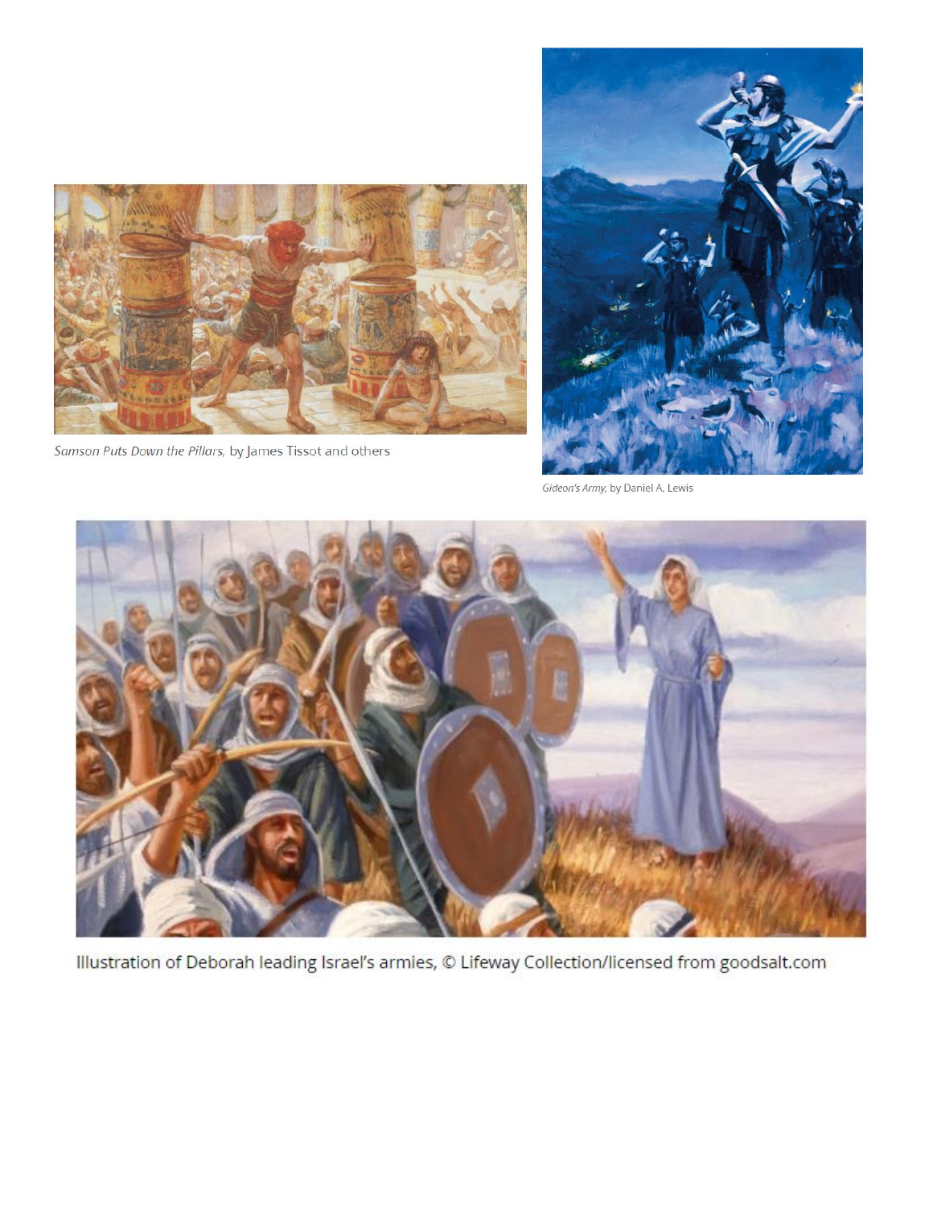*Samson Puts Down the Pillars,* by James Tissot and others

*Gideon's Army,* by Daniel A. Lewis

Illustration of Deborah leading Israel's armies, © Lifeway Collection/licensed from goodsalt.com